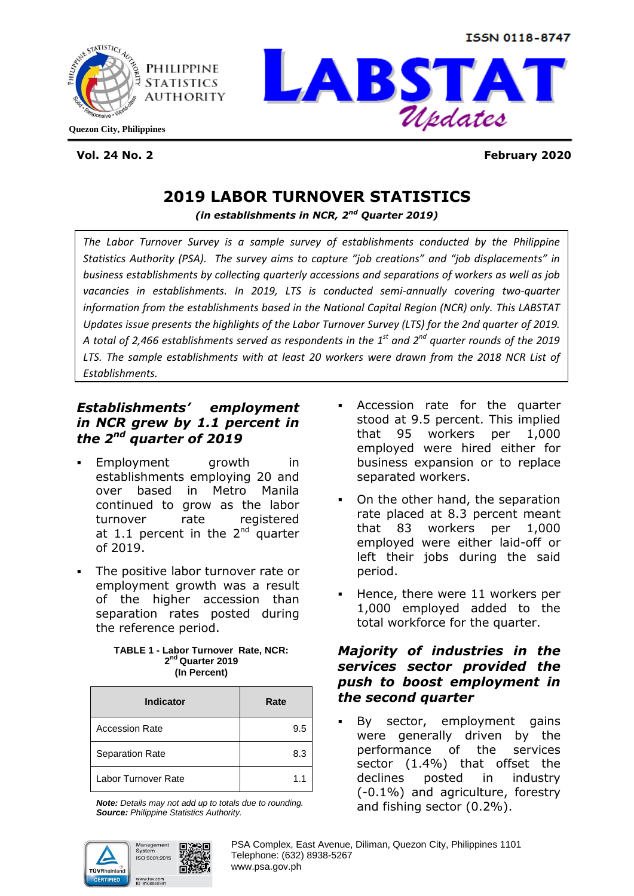PHILIPPINE STATISTICS AUTHORITY

Quezon City, Philippines

ISSN 0118-8747

# LABSTAT *Updates*

**Vol. 24 No. 2** **February 2020**

# 2019 LABOR TURNOVER STATISTICS

***(in establishments in NCR, 2nd Quarter 2019)***

*The Labor Turnover Survey is a sample survey of establishments conducted by the Philippine Statistics Authority (PSA). The survey aims to capture "job creations" and "job displacements" in business establishments by collecting quarterly accessions and separations of workers as well as job vacancies in establishments. In 2019, LTS is conducted semi-annually covering two-quarter information from the establishments based in the National Capital Region (NCR) only. This LABSTAT Updates issue presents the highlights of the Labor Turnover Survey (LTS) for the 2nd quarter of 2019. A total of 2,466 establishments served as respondents in the 1st and 2nd quarter rounds of the 2019 LTS. The sample establishments with at least 20 workers were drawn from the 2018 NCR List of Establishments.*

## *Establishments' employment in NCR grew by 1.1 percent in the 2nd quarter of 2019*

- Employment growth in establishments employing 20 and over based in Metro Manila continued to grow as the labor turnover rate registered at 1.1 percent in the 2nd quarter of 2019.
- The positive labor turnover rate or employment growth was a result of the higher accession than separation rates posted during the reference period.

**TABLE 1 - Labor Turnover Rate, NCR: 2nd Quarter 2019 (In Percent)**

| Indicator | Rate |
|---|---|
| Accession Rate | 9.5 |
| Separation Rate | 8.3 |
| Labor Turnover Rate | 1.1 |

***Note:*** *Details may not add up to totals due to rounding.*
***Source:*** *Philippine Statistics Authority.*

- Accession rate for the quarter stood at 9.5 percent. This implied that 95 workers per 1,000 employed were hired either for business expansion or to replace separated workers.
- On the other hand, the separation rate placed at 8.3 percent meant that 83 workers per 1,000 employed were either laid-off or left their jobs during the said period.
- Hence, there were 11 workers per 1,000 employed added to the total workforce for the quarter.

## *Majority of industries in the services sector provided the push to boost employment in the second quarter*

- By sector, employment gains were generally driven by the performance of the services sector (1.4%) that offset the declines posted in industry (-0.1%) and agriculture, forestry and fishing sector (0.2%).

PSA Complex, East Avenue, Diliman, Quezon City, Philippines 1101
Telephone: (632) 8938-5267
www.psa.gov.ph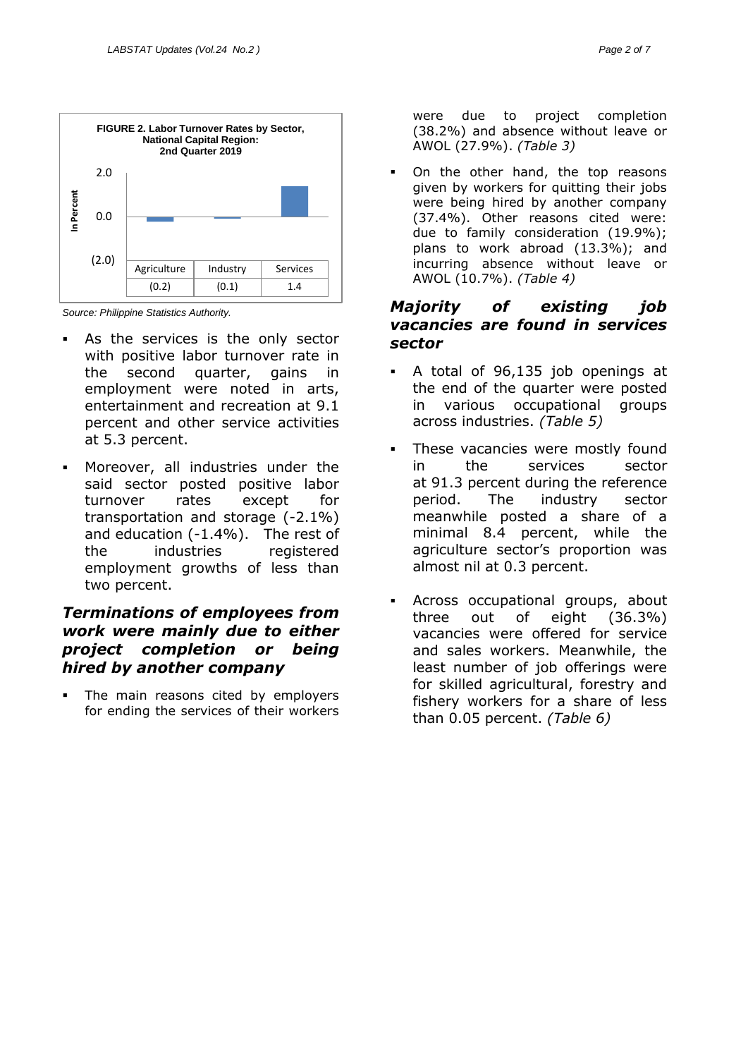**FIGURE 2. Labor Turnover Rates by Sector, National Capital Region: 2nd Quarter 2019**

| Agriculture | Industry | Services |
|---|---|---|
| (0.2) | (0.1) | 1.4 |

*Source: Philippine Statistics Authority.*

- As the services is the only sector with positive labor turnover rate in the second quarter, gains in employment were noted in arts, entertainment and recreation at 9.1 percent and other service activities at 5.3 percent.

- Moreover, all industries under the said sector posted positive labor turnover rates except for transportation and storage (-2.1%) and education (-1.4%). The rest of the industries registered employment growths of less than two percent.

## *Terminations of employees from work were mainly due to either project completion or being hired by another company*

- The main reasons cited by employers for ending the services of their workers were due to project completion (38.2%) and absence without leave or AWOL (27.9%). *(Table 3)*

- On the other hand, the top reasons given by workers for quitting their jobs were being hired by another company (37.4%). Other reasons cited were: due to family consideration (19.9%); plans to work abroad (13.3%); and incurring absence without leave or AWOL (10.7%). *(Table 4)*

## *Majority of existing job vacancies are found in services sector*

- A total of 96,135 job openings at the end of the quarter were posted in various occupational groups across industries. *(Table 5)*

- These vacancies were mostly found in the services sector at 91.3 percent during the reference period. The industry sector meanwhile posted a share of a minimal 8.4 percent, while the agriculture sector's proportion was almost nil at 0.3 percent.

- Across occupational groups, about three out of eight (36.3%) vacancies were offered for service and sales workers. Meanwhile, the least number of job offerings were for skilled agricultural, forestry and fishery workers for a share of less than 0.05 percent. *(Table 6)*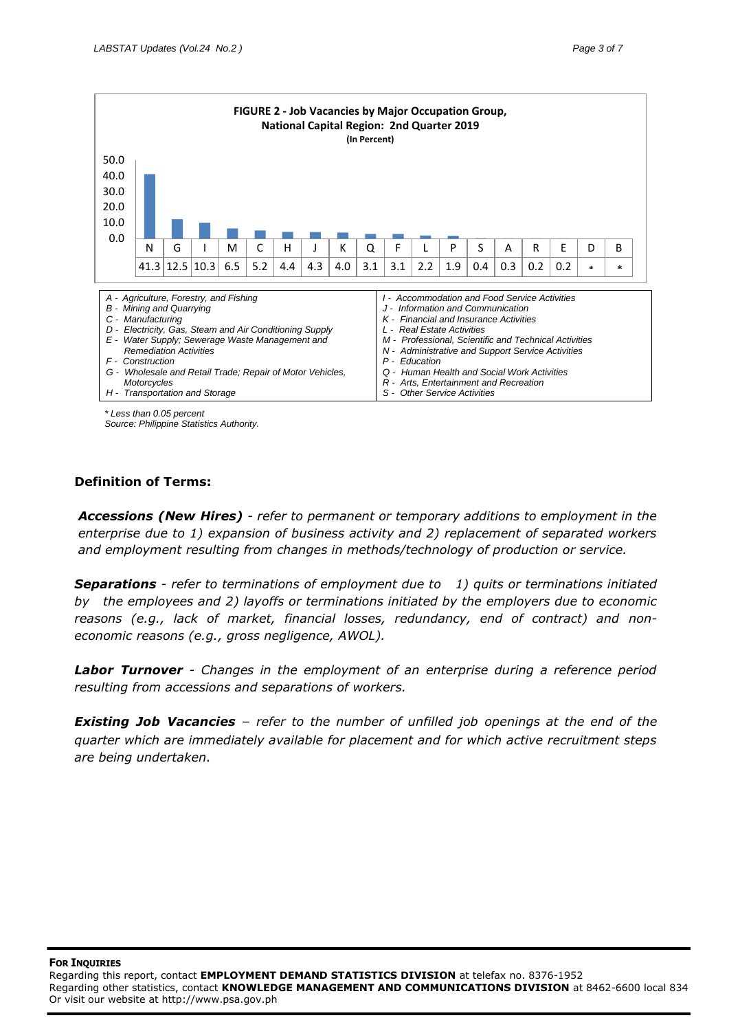**FIGURE 2 - Job Vacancies by Major Occupation Group, National Capital Region: 2nd Quarter 2019**
**(In Percent)**

| N | G | I | M | C | H | J | K | Q | F | L | P | S | A | R | E | D | B |
|---|---|---|---|---|---|---|---|---|---|---|---|---|---|---|---|---|---|
| 41.3 | 12.5 | 10.3 | 6.5 | 5.2 | 4.4 | 4.3 | 4.0 | 3.1 | 3.1 | 2.2 | 1.9 | 0.4 | 0.3 | 0.2 | 0.2 | * | * |

| | |
|---|---|
| *A - Agriculture, Forestry, and Fishing* | *I - Accommodation and Food Service Activities* |
| *B - Mining and Quarrying* | *J - Information and Communication* |
| *C - Manufacturing* | *K - Financial and Insurance Activities* |
| *D - Electricity, Gas, Steam and Air Conditioning Supply* | *L - Real Estate Activities* |
| *E - Water Supply; Sewerage Waste Management and Remediation Activities* | *M - Professional, Scientific and Technical Activities* |
| *F - Construction* | *N - Administrative and Support Service Activities* |
| *G - Wholesale and Retail Trade; Repair of Motor Vehicles, Motorcycles* | *P - Education* |
| *H - Transportation and Storage* | *Q - Human Health and Social Work Activities* |
| | *R - Arts, Entertainment and Recreation* |
| | *S - Other Service Activities* |

*\* Less than 0.05 percent*
*Source: Philippine Statistics Authority.*

## Definition of Terms:

***Accessions (New Hires)*** *- refer to permanent or temporary additions to employment in the enterprise due to 1) expansion of business activity and 2) replacement of separated workers and employment resulting from changes in methods/technology of production or service.*

***Separations*** *- refer to terminations of employment due to 1) quits or terminations initiated by the employees and 2) layoffs or terminations initiated by the employers due to economic reasons (e.g., lack of market, financial losses, redundancy, end of contract) and non-economic reasons (e.g., gross negligence, AWOL).*

***Labor Turnover*** *- Changes in the employment of an enterprise during a reference period resulting from accessions and separations of workers.*

***Existing Job Vacancies*** *– refer to the number of unfilled job openings at the end of the quarter which are immediately available for placement and for which active recruitment steps are being undertaken.*

**FOR INQUIRIES**
Regarding this report, contact **EMPLOYMENT DEMAND STATISTICS DIVISION** at telefax no. 8376-1952
Regarding other statistics, contact **KNOWLEDGE MANAGEMENT AND COMMUNICATIONS DIVISION** at 8462-6600 local 834
Or visit our website at http://www.psa.gov.ph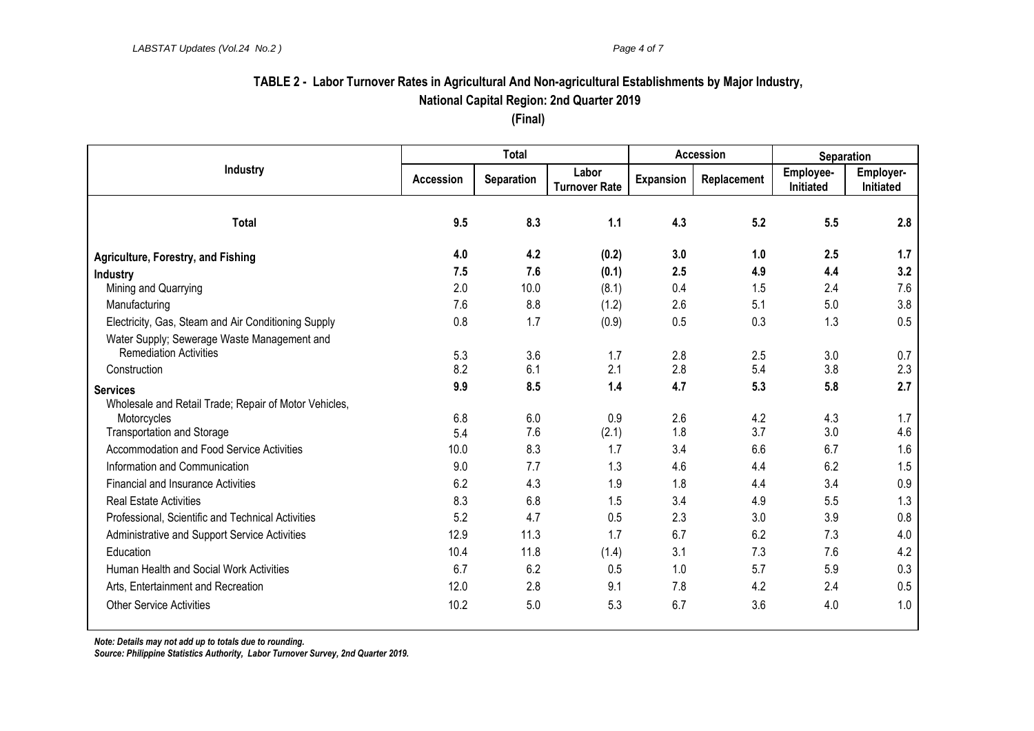### TABLE 2 - Labor Turnover Rates in Agricultural And Non-agricultural Establishments by Major Industry, National Capital Region: 2nd Quarter 2019

**(Final)**

| Industry | Total | | | Accession | | Separation | |
|---|---|---|---|---|---|---|---|
| | Accession | Separation | Labor Turnover Rate | Expansion | Replacement | Employee-Initiated | Employer-Initiated |
| **Total** | **9.5** | **8.3** | **1.1** | **4.3** | **5.2** | **5.5** | **2.8** |
| **Agriculture, Forestry, and Fishing** | **4.0** | **4.2** | **(0.2)** | **3.0** | **1.0** | **2.5** | **1.7** |
| **Industry** | **7.5** | **7.6** | **(0.1)** | **2.5** | **4.9** | **4.4** | **3.2** |
| Mining and Quarrying | 2.0 | 10.0 | (8.1) | 0.4 | 1.5 | 2.4 | 7.6 |
| Manufacturing | 7.6 | 8.8 | (1.2) | 2.6 | 5.1 | 5.0 | 3.8 |
| Electricity, Gas, Steam and Air Conditioning Supply | 0.8 | 1.7 | (0.9) | 0.5 | 0.3 | 1.3 | 0.5 |
| Water Supply; Sewerage Waste Management and Remediation Activities | 5.3 | 3.6 | 1.7 | 2.8 | 2.5 | 3.0 | 0.7 |
| Construction | 8.2 | 6.1 | 2.1 | 2.8 | 5.4 | 3.8 | 2.3 |
| **Services** | **9.9** | **8.5** | **1.4** | **4.7** | **5.3** | **5.8** | **2.7** |
| Wholesale and Retail Trade; Repair of Motor Vehicles, Motorcycles | 6.8 | 6.0 | 0.9 | 2.6 | 4.2 | 4.3 | 1.7 |
| Transportation and Storage | 5.4 | 7.6 | (2.1) | 1.8 | 3.7 | 3.0 | 4.6 |
| Accommodation and Food Service Activities | 10.0 | 8.3 | 1.7 | 3.4 | 6.6 | 6.7 | 1.6 |
| Information and Communication | 9.0 | 7.7 | 1.3 | 4.6 | 4.4 | 6.2 | 1.5 |
| Financial and Insurance Activities | 6.2 | 4.3 | 1.9 | 1.8 | 4.4 | 3.4 | 0.9 |
| Real Estate Activities | 8.3 | 6.8 | 1.5 | 3.4 | 4.9 | 5.5 | 1.3 |
| Professional, Scientific and Technical Activities | 5.2 | 4.7 | 0.5 | 2.3 | 3.0 | 3.9 | 0.8 |
| Administrative and Support Service Activities | 12.9 | 11.3 | 1.7 | 6.7 | 6.2 | 7.3 | 4.0 |
| Education | 10.4 | 11.8 | (1.4) | 3.1 | 7.3 | 7.6 | 4.2 |
| Human Health and Social Work Activities | 6.7 | 6.2 | 0.5 | 1.0 | 5.7 | 5.9 | 0.3 |
| Arts, Entertainment and Recreation | 12.0 | 2.8 | 9.1 | 7.8 | 4.2 | 2.4 | 0.5 |
| Other Service Activities | 10.2 | 5.0 | 5.3 | 6.7 | 3.6 | 4.0 | 1.0 |

***Note: Details may not add up to totals due to rounding.***

***Source: Philippine Statistics Authority, Labor Turnover Survey, 2nd Quarter 2019.***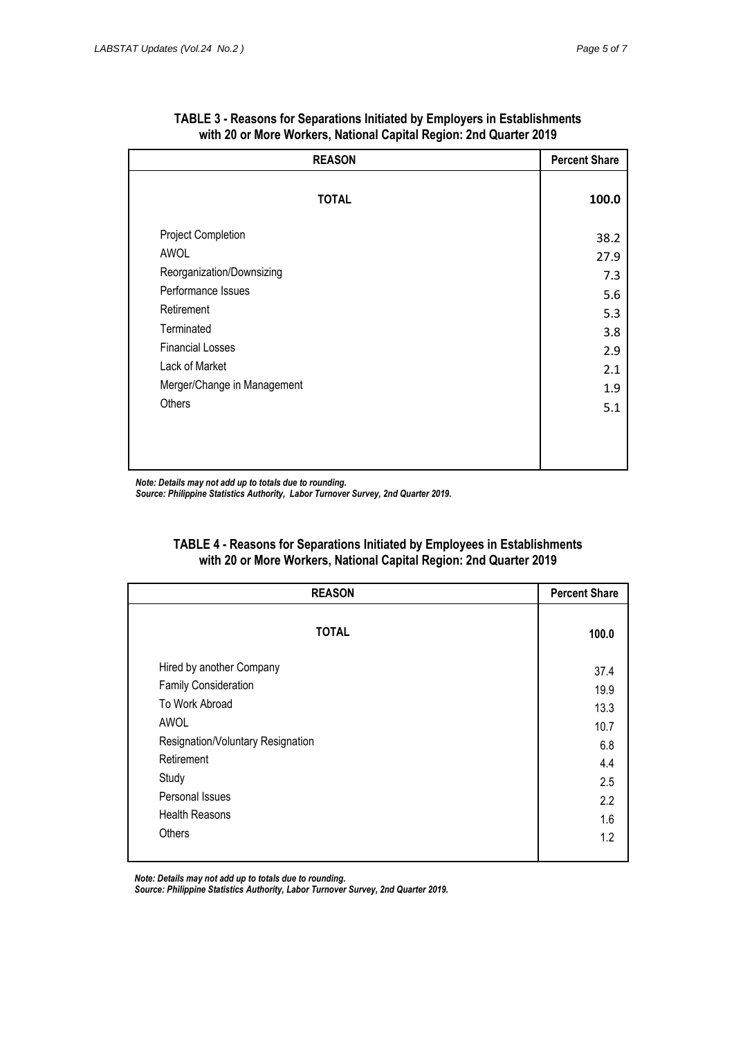**TABLE 3 - Reasons for Separations Initiated by Employers in Establishments with 20 or More Workers, National Capital Region: 2nd Quarter 2019**

| REASON | Percent Share |
|---|---|
| **TOTAL** | **100.0** |
| Project Completion | 38.2 |
| AWOL | 27.9 |
| Reorganization/Downsizing | 7.3 |
| Performance Issues | 5.6 |
| Retirement | 5.3 |
| Terminated | 3.8 |
| Financial Losses | 2.9 |
| Lack of Market | 2.1 |
| Merger/Change in Management | 1.9 |
| Others | 5.1 |

***Note: Details may not add up to totals due to rounding.***
***Source: Philippine Statistics Authority, Labor Turnover Survey, 2nd Quarter 2019.***

**TABLE 4 - Reasons for Separations Initiated by Employees in Establishments with 20 or More Workers, National Capital Region: 2nd Quarter 2019**

| REASON | Percent Share |
|---|---|
| **TOTAL** | **100.0** |
| Hired by another Company | 37.4 |
| Family Consideration | 19.9 |
| To Work Abroad | 13.3 |
| AWOL | 10.7 |
| Resignation/Voluntary Resignation | 6.8 |
| Retirement | 4.4 |
| Study | 2.5 |
| Personal Issues | 2.2 |
| Health Reasons | 1.6 |
| Others | 1.2 |

***Note: Details may not add up to totals due to rounding.***
***Source: Philippine Statistics Authority, Labor Turnover Survey, 2nd Quarter 2019.***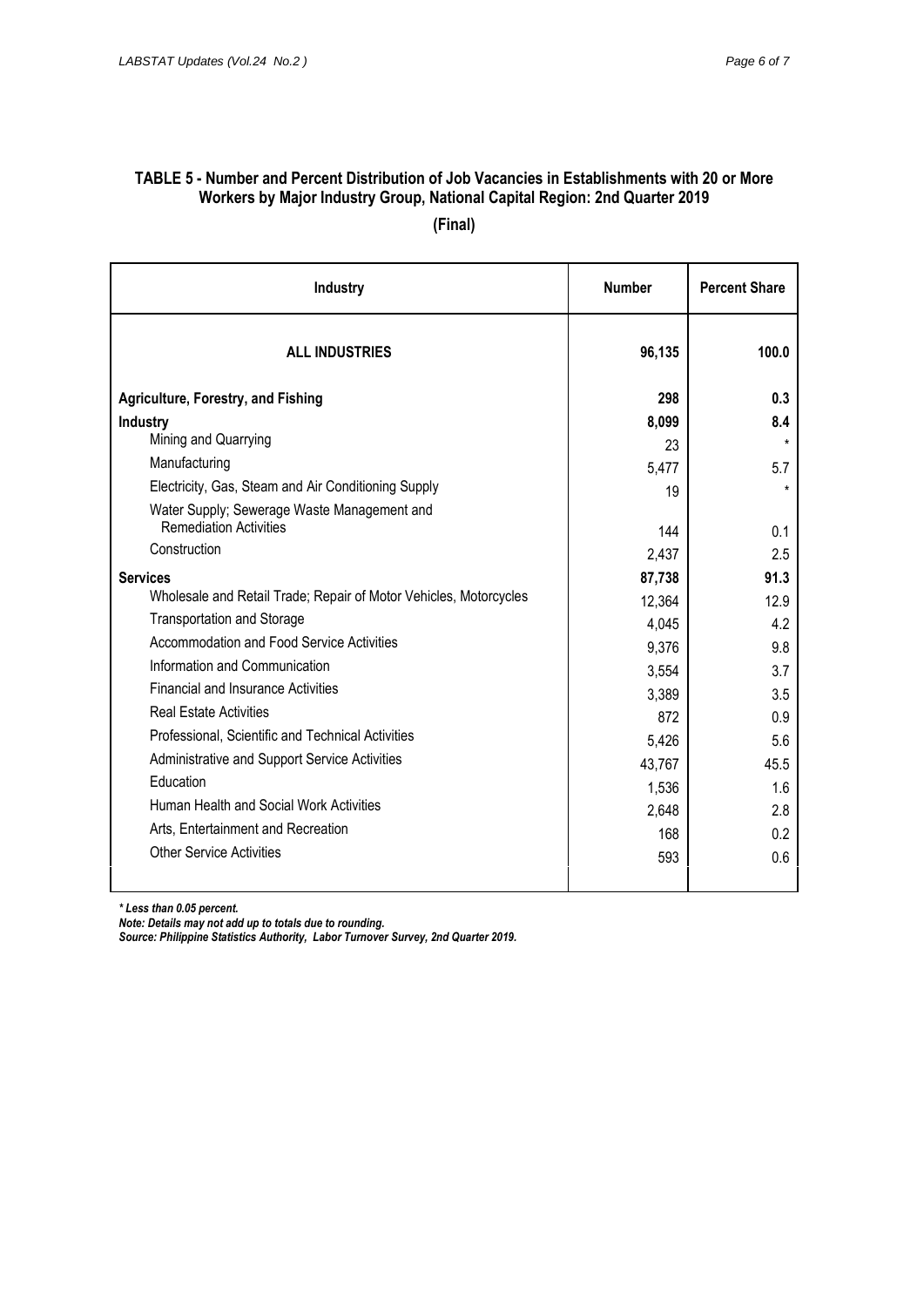**TABLE 5 - Number and Percent Distribution of Job Vacancies in Establishments with 20 or More Workers by Major Industry Group, National Capital Region: 2nd Quarter 2019**

**(Final)**

| Industry | Number | Percent Share |
|---|---|---|
| **ALL INDUSTRIES** | **96,135** | **100.0** |
| **Agriculture, Forestry, and Fishing** | **298** | **0.3** |
| **Industry** | **8,099** | **8.4** |
| Mining and Quarrying | 23 | * |
| Manufacturing | 5,477 | 5.7 |
| Electricity, Gas, Steam and Air Conditioning Supply | 19 | * |
| Water Supply; Sewerage Waste Management and Remediation Activities | 144 | 0.1 |
| Construction | 2,437 | 2.5 |
| **Services** | **87,738** | **91.3** |
| Wholesale and Retail Trade; Repair of Motor Vehicles, Motorcycles | 12,364 | 12.9 |
| Transportation and Storage | 4,045 | 4.2 |
| Accommodation and Food Service Activities | 9,376 | 9.8 |
| Information and Communication | 3,554 | 3.7 |
| Financial and Insurance Activities | 3,389 | 3.5 |
| Real Estate Activities | 872 | 0.9 |
| Professional, Scientific and Technical Activities | 5,426 | 5.6 |
| Administrative and Support Service Activities | 43,767 | 45.5 |
| Education | 1,536 | 1.6 |
| Human Health and Social Work Activities | 2,648 | 2.8 |
| Arts, Entertainment and Recreation | 168 | 0.2 |
| Other Service Activities | 593 | 0.6 |

*\* Less than 0.05 percent.*

*Note: Details may not add up to totals due to rounding.*

*Source: Philippine Statistics Authority, Labor Turnover Survey, 2nd Quarter 2019.*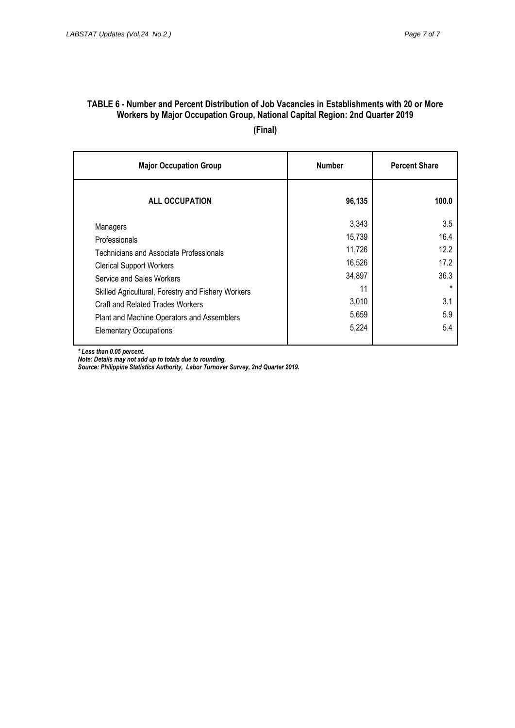**TABLE 6 - Number and Percent Distribution of Job Vacancies in Establishments with 20 or More Workers by Major Occupation Group, National Capital Region: 2nd Quarter 2019**

**(Final)**

| Major Occupation Group | Number | Percent Share |
| --- | --- | --- |
| **ALL OCCUPATION** | **96,135** | **100.0** |
| Managers | 3,343 | 3.5 |
| Professionals | 15,739 | 16.4 |
| Technicians and Associate Professionals | 11,726 | 12.2 |
| Clerical Support Workers | 16,526 | 17.2 |
| Service and Sales Workers | 34,897 | 36.3 |
| Skilled Agricultural, Forestry and Fishery Workers | 11 | * |
| Craft and Related Trades Workers | 3,010 | 3.1 |
| Plant and Machine Operators and Assemblers | 5,659 | 5.9 |
| Elementary Occupations | 5,224 | 5.4 |

*\* Less than 0.05 percent.*
*Note: Details may not add up to totals due to rounding.*
*Source: Philippine Statistics Authority, Labor Turnover Survey, 2nd Quarter 2019.*